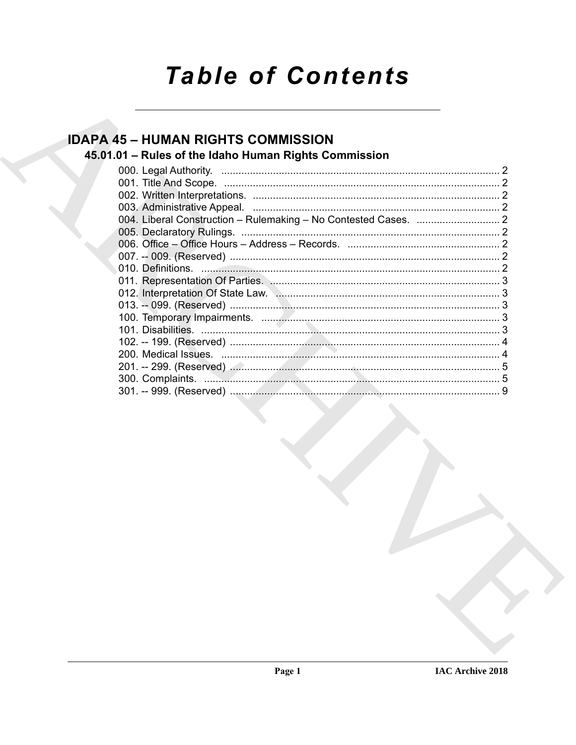# Table of Contents

## IDAPA 45 – HUMAN RIGHTS COMMISSION

### 45.01.01 – Rules of the Idaho Human Rights Commission

000. Legal Authority. ..... 2
001. Title And Scope. ..... 2
002. Written Interpretations. ..... 2
003. Administrative Appeal. ..... 2
004. Liberal Construction – Rulemaking – No Contested Cases. ..... 2
005. Declaratory Rulings. ..... 2
006. Office – Office Hours – Address – Records. ..... 2
007. -- 009. (Reserved) ..... 2
010. Definitions. ..... 2
011. Representation Of Parties. ..... 3
012. Interpretation Of State Law. ..... 3
013. -- 099. (Reserved) ..... 3
100. Temporary Impairments. ..... 3
101. Disabilities. ..... 3
102. -- 199. (Reserved) ..... 4
200. Medical Issues. ..... 4
201. -- 299. (Reserved) ..... 5
300. Complaints. ..... 5
301. -- 999. (Reserved) ..... 9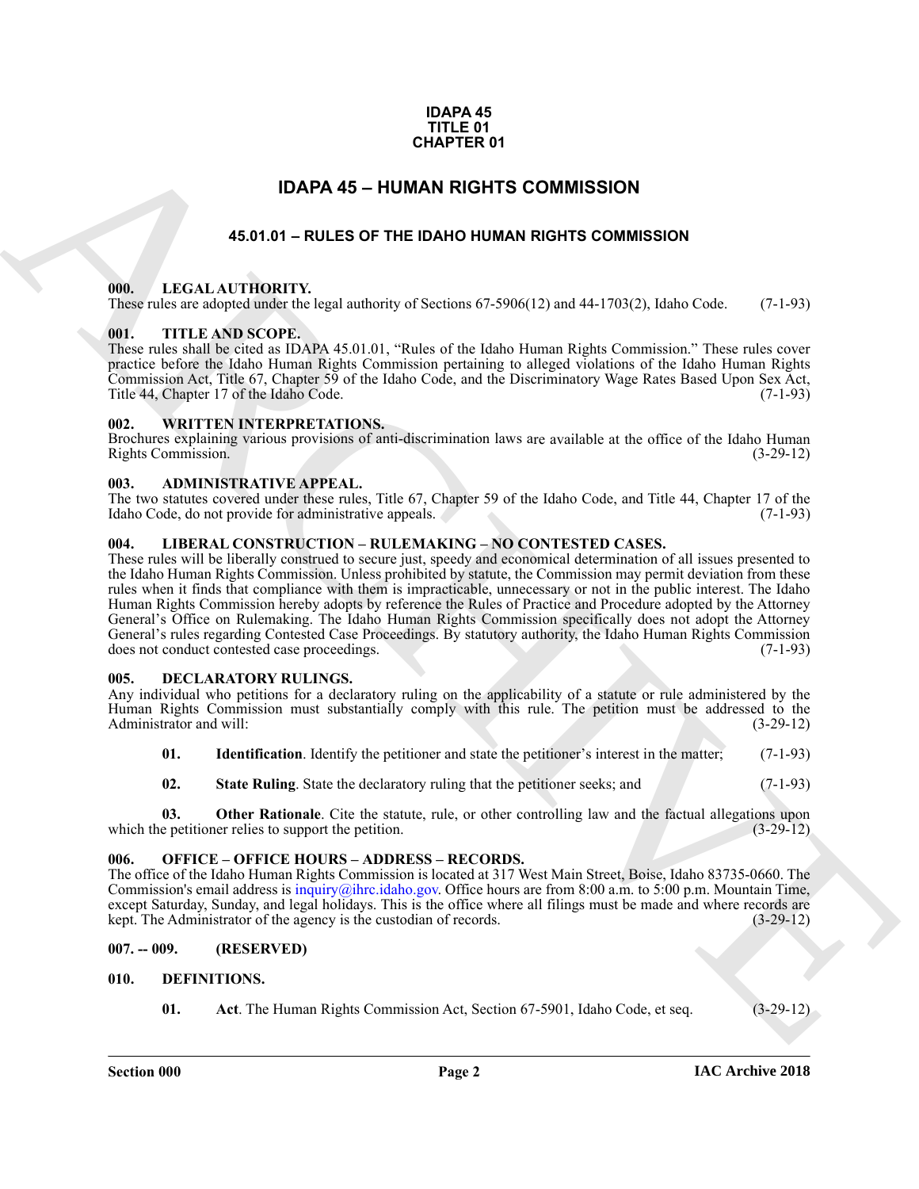**IDAPA 45**
**TITLE 01**
**CHAPTER 01**

# IDAPA 45 – HUMAN RIGHTS COMMISSION

## 45.01.01 – RULES OF THE IDAHO HUMAN RIGHTS COMMISSION

### 000. LEGAL AUTHORITY.

These rules are adopted under the legal authority of Sections 67-5906(12) and 44-1703(2), Idaho Code. (7-1-93)

### 001. TITLE AND SCOPE.

These rules shall be cited as IDAPA 45.01.01, "Rules of the Idaho Human Rights Commission." These rules cover practice before the Idaho Human Rights Commission pertaining to alleged violations of the Idaho Human Rights Commission Act, Title 67, Chapter 59 of the Idaho Code, and the Discriminatory Wage Rates Based Upon Sex Act, Title 44, Chapter 17 of the Idaho Code. (7-1-93)

### 002. WRITTEN INTERPRETATIONS.

Brochures explaining various provisions of anti-discrimination laws are available at the office of the Idaho Human Rights Commission. (3-29-12)

### 003. ADMINISTRATIVE APPEAL.

The two statutes covered under these rules, Title 67, Chapter 59 of the Idaho Code, and Title 44, Chapter 17 of the Idaho Code, do not provide for administrative appeals. (7-1-93)

### 004. LIBERAL CONSTRUCTION – RULEMAKING – NO CONTESTED CASES.

These rules will be liberally construed to secure just, speedy and economical determination of all issues presented to the Idaho Human Rights Commission. Unless prohibited by statute, the Commission may permit deviation from these rules when it finds that compliance with them is impracticable, unnecessary or not in the public interest. The Idaho Human Rights Commission hereby adopts by reference the Rules of Practice and Procedure adopted by the Attorney General's Office on Rulemaking. The Idaho Human Rights Commission specifically does not adopt the Attorney General's rules regarding Contested Case Proceedings. By statutory authority, the Idaho Human Rights Commission does not conduct contested case proceedings. (7-1-93)

### 005. DECLARATORY RULINGS.

Any individual who petitions for a declaratory ruling on the applicability of a statute or rule administered by the Human Rights Commission must substantially comply with this rule. The petition must be addressed to the Administrator and will: (3-29-12)

**01. Identification**. Identify the petitioner and state the petitioner's interest in the matter; (7-1-93)

**02. State Ruling**. State the declaratory ruling that the petitioner seeks; and (7-1-93)

**03. Other Rationale**. Cite the statute, rule, or other controlling law and the factual allegations upon which the petitioner relies to support the petition. (3-29-12)

### 006. OFFICE – OFFICE HOURS – ADDRESS – RECORDS.

The office of the Idaho Human Rights Commission is located at 317 West Main Street, Boise, Idaho 83735-0660. The Commission's email address is inquiry@ihrc.idaho.gov. Office hours are from 8:00 a.m. to 5:00 p.m. Mountain Time, except Saturday, Sunday, and legal holidays. This is the office where all filings must be made and where records are kept. The Administrator of the agency is the custodian of records. (3-29-12)

### 007. -- 009. (RESERVED)

### 010. DEFINITIONS.

**01. Act**. The Human Rights Commission Act, Section 67-5901, Idaho Code, et seq. (3-29-12)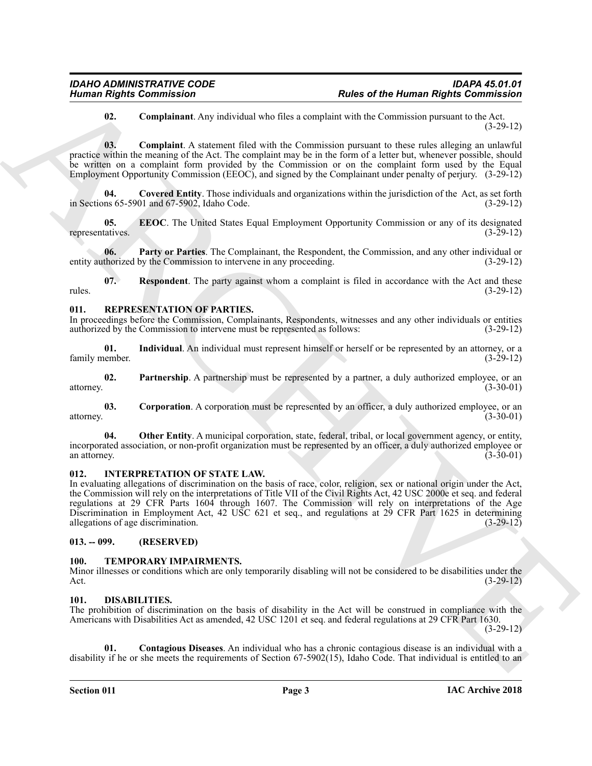**02. Complainant**. Any individual who files a complaint with the Commission pursuant to the Act. (3-29-12)

**03. Complaint**. A statement filed with the Commission pursuant to these rules alleging an unlawful practice within the meaning of the Act. The complaint may be in the form of a letter but, whenever possible, should be written on a complaint form provided by the Commission or on the complaint form used by the Equal Employment Opportunity Commission (EEOC), and signed by the Complainant under penalty of perjury. (3-29-12)

**04. Covered Entity**. Those individuals and organizations within the jurisdiction of the Act, as set forth in Sections 65-5901 and 67-5902, Idaho Code. (3-29-12)

**05. EEOC**. The United States Equal Employment Opportunity Commission or any of its designated representatives. (3-29-12)

**06. Party or Parties**. The Complainant, the Respondent, the Commission, and any other individual or entity authorized by the Commission to intervene in any proceeding. (3-29-12)

**07. Respondent**. The party against whom a complaint is filed in accordance with the Act and these rules. (3-29-12)

## 011. REPRESENTATION OF PARTIES.

In proceedings before the Commission, Complainants, Respondents, witnesses and any other individuals or entities authorized by the Commission to intervene must be represented as follows: (3-29-12)

**01. Individual**. An individual must represent himself or herself or be represented by an attorney, or a family member. (3-29-12)

**02. Partnership**. A partnership must be represented by a partner, a duly authorized employee, or an attorney. (3-30-01)

**03. Corporation**. A corporation must be represented by an officer, a duly authorized employee, or an attorney. (3-30-01)

**04. Other Entity**. A municipal corporation, state, federal, tribal, or local government agency, or entity, incorporated association, or non-profit organization must be represented by an officer, a duly authorized employee or an attorney. (3-30-01)

## 012. INTERPRETATION OF STATE LAW.

In evaluating allegations of discrimination on the basis of race, color, religion, sex or national origin under the Act, the Commission will rely on the interpretations of Title VII of the Civil Rights Act, 42 USC 2000e et seq. and federal regulations at 29 CFR Parts 1604 through 1607. The Commission will rely on interpretations of the Age Discrimination in Employment Act, 42 USC 621 et seq., and regulations at 29 CFR Part 1625 in determining allegations of age discrimination. (3-29-12)

## 013. -- 099. (RESERVED)

## 100. TEMPORARY IMPAIRMENTS.

Minor illnesses or conditions which are only temporarily disabling will not be considered to be disabilities under the Act. (3-29-12)

## 101. DISABILITIES.

The prohibition of discrimination on the basis of disability in the Act will be construed in compliance with the Americans with Disabilities Act as amended, 42 USC 1201 et seq. and federal regulations at 29 CFR Part 1630. (3-29-12)

**01. Contagious Diseases**. An individual who has a chronic contagious disease is an individual with a disability if he or she meets the requirements of Section 67-5902(15), Idaho Code. That individual is entitled to an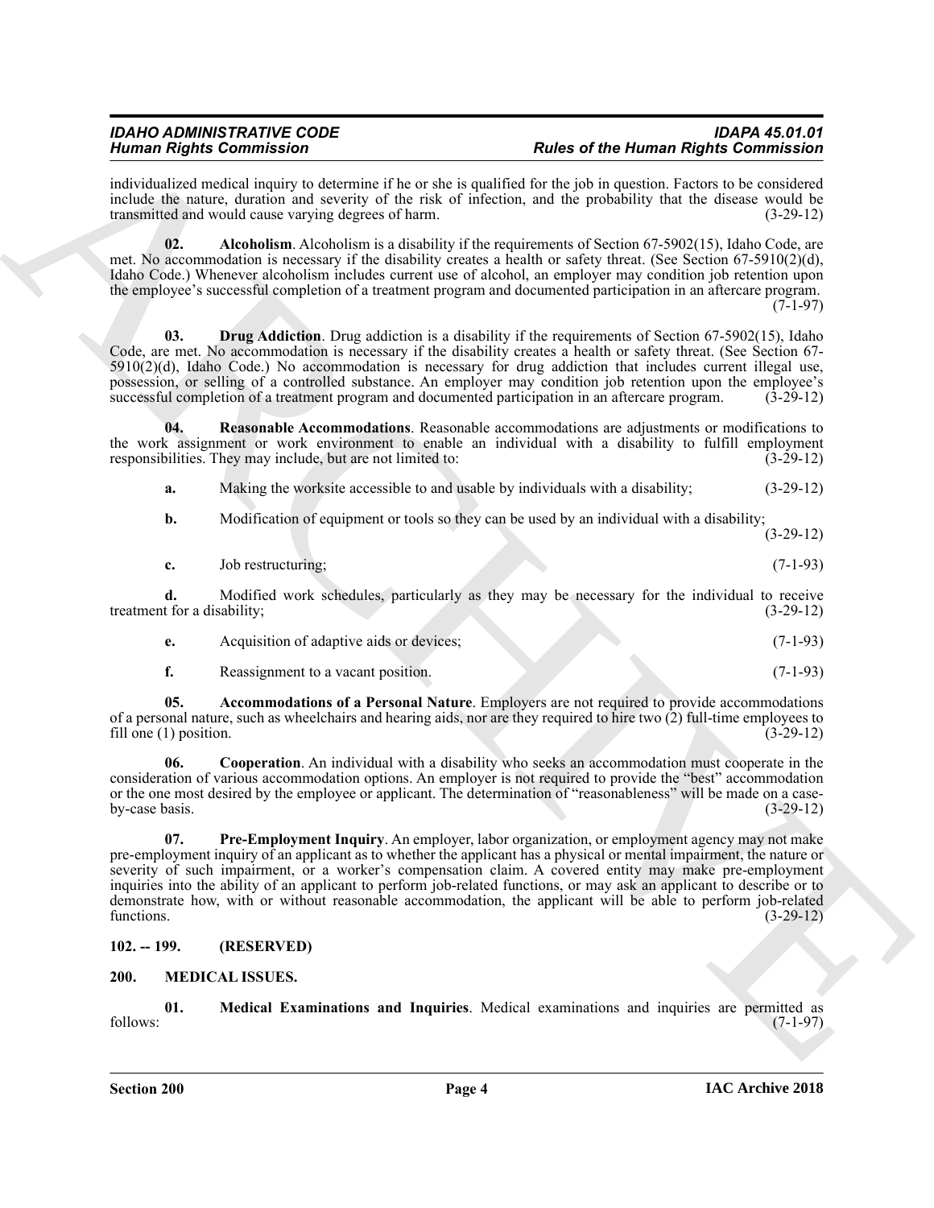individualized medical inquiry to determine if he or she is qualified for the job in question. Factors to be considered include the nature, duration and severity of the risk of infection, and the probability that the disease would be transmitted and would cause varying degrees of harm. (3-29-12)

**02. Alcoholism**. Alcoholism is a disability if the requirements of Section 67-5902(15), Idaho Code, are met. No accommodation is necessary if the disability creates a health or safety threat. (See Section 67-5910(2)(d), Idaho Code.) Whenever alcoholism includes current use of alcohol, an employer may condition job retention upon the employee's successful completion of a treatment program and documented participation in an aftercare program. (7-1-97)

**03. Drug Addiction**. Drug addiction is a disability if the requirements of Section 67-5902(15), Idaho Code, are met. No accommodation is necessary if the disability creates a health or safety threat. (See Section 67-5910(2)(d), Idaho Code.) No accommodation is necessary for drug addiction that includes current illegal use, possession, or selling of a controlled substance. An employer may condition job retention upon the employee's successful completion of a treatment program and documented participation in an aftercare program. (3-29-12)

**04. Reasonable Accommodations**. Reasonable accommodations are adjustments or modifications to the work assignment or work environment to enable an individual with a disability to fulfill employment responsibilities. They may include, but are not limited to: (3-29-12)

**a.** Making the worksite accessible to and usable by individuals with a disability; (3-29-12)

**b.** Modification of equipment or tools so they can be used by an individual with a disability; (3-29-12)

**c.** Job restructuring; (7-1-93)

**d.** Modified work schedules, particularly as they may be necessary for the individual to receive treatment for a disability; (3-29-12)

**e.** Acquisition of adaptive aids or devices; (7-1-93)

**f.** Reassignment to a vacant position. (7-1-93)

**05. Accommodations of a Personal Nature**. Employers are not required to provide accommodations of a personal nature, such as wheelchairs and hearing aids, nor are they required to hire two (2) full-time employees to fill one (1) position. (3-29-12)

**06. Cooperation**. An individual with a disability who seeks an accommodation must cooperate in the consideration of various accommodation options. An employer is not required to provide the "best" accommodation or the one most desired by the employee or applicant. The determination of "reasonableness" will be made on a case-by-case basis. (3-29-12)

**07. Pre-Employment Inquiry**. An employer, labor organization, or employment agency may not make pre-employment inquiry of an applicant as to whether the applicant has a physical or mental impairment, the nature or severity of such impairment, or a worker's compensation claim. A covered entity may make pre-employment inquiries into the ability of an applicant to perform job-related functions, or may ask an applicant to describe or to demonstrate how, with or without reasonable accommodation, the applicant will be able to perform job-related functions. (3-29-12)

## 102. -- 199. (RESERVED)

## 200. MEDICAL ISSUES.

**01. Medical Examinations and Inquiries**. Medical examinations and inquiries are permitted as follows: (7-1-97)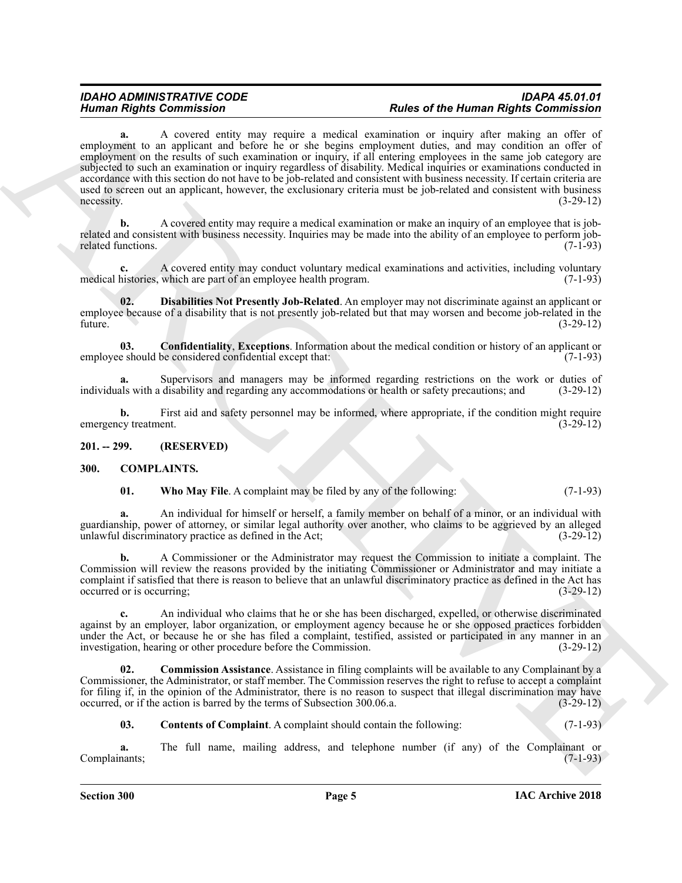**a.** A covered entity may require a medical examination or inquiry after making an offer of employment to an applicant and before he or she begins employment duties, and may condition an offer of employment on the results of such examination or inquiry, if all entering employees in the same job category are subjected to such an examination or inquiry regardless of disability. Medical inquiries or examinations conducted in accordance with this section do not have to be job-related and consistent with business necessity. If certain criteria are used to screen out an applicant, however, the exclusionary criteria must be job-related and consistent with business necessity. (3-29-12)

**b.** A covered entity may require a medical examination or make an inquiry of an employee that is job-related and consistent with business necessity. Inquiries may be made into the ability of an employee to perform job-related functions. (7-1-93)

**c.** A covered entity may conduct voluntary medical examinations and activities, including voluntary medical histories, which are part of an employee health program. (7-1-93)

**02. Disabilities Not Presently Job-Related**. An employer may not discriminate against an applicant or employee because of a disability that is not presently job-related but that may worsen and become job-related in the future. (3-29-12)

**03. Confidentiality, Exceptions**. Information about the medical condition or history of an applicant or employee should be considered confidential except that: (7-1-93)

**a.** Supervisors and managers may be informed regarding restrictions on the work or duties of individuals with a disability and regarding any accommodations or health or safety precautions; and (3-29-12)

**b.** First aid and safety personnel may be informed, where appropriate, if the condition might require emergency treatment. (3-29-12)

## 201. -- 299. (RESERVED)

## 300. COMPLAINTS.

**01. Who May File**. A complaint may be filed by any of the following: (7-1-93)

**a.** An individual for himself or herself, a family member on behalf of a minor, or an individual with guardianship, power of attorney, or similar legal authority over another, who claims to be aggrieved by an alleged unlawful discriminatory practice as defined in the Act; (3-29-12)

**b.** A Commissioner or the Administrator may request the Commission to initiate a complaint. The Commission will review the reasons provided by the initiating Commissioner or Administrator and may initiate a complaint if satisfied that there is reason to believe that an unlawful discriminatory practice as defined in the Act has occurred or is occurring; (3-29-12)

**c.** An individual who claims that he or she has been discharged, expelled, or otherwise discriminated against by an employer, labor organization, or employment agency because he or she opposed practices forbidden under the Act, or because he or she has filed a complaint, testified, assisted or participated in any manner in an investigation, hearing or other procedure before the Commission. (3-29-12)

**02. Commission Assistance**. Assistance in filing complaints will be available to any Complainant by a Commissioner, the Administrator, or staff member. The Commission reserves the right to refuse to accept a complaint for filing if, in the opinion of the Administrator, there is no reason to suspect that illegal discrimination may have occurred, or if the action is barred by the terms of Subsection 300.06.a. (3-29-12)

**03. Contents of Complaint**. A complaint should contain the following: (7-1-93)

**a.** The full name, mailing address, and telephone number (if any) of the Complainant or Complainants; (7-1-93)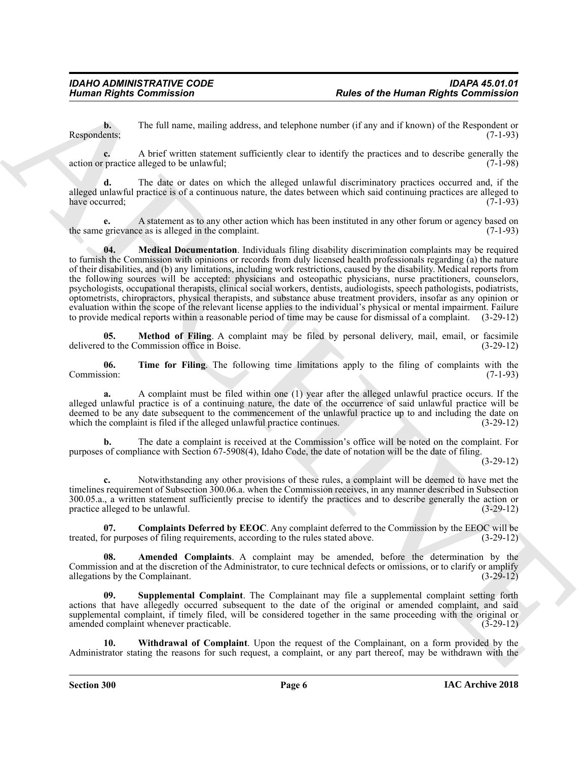**b.** The full name, mailing address, and telephone number (if any and if known) of the Respondent or Respondents; (7-1-93)

**c.** A brief written statement sufficiently clear to identify the practices and to describe generally the action or practice alleged to be unlawful; (7-1-98)

**d.** The date or dates on which the alleged unlawful discriminatory practices occurred and, if the alleged unlawful practice is of a continuous nature, the dates between which said continuing practices are alleged to have occurred; (7-1-93)

**e.** A statement as to any other action which has been instituted in any other forum or agency based on the same grievance as is alleged in the complaint. (7-1-93)

**04. Medical Documentation**. Individuals filing disability discrimination complaints may be required to furnish the Commission with opinions or records from duly licensed health professionals regarding (a) the nature of their disabilities, and (b) any limitations, including work restrictions, caused by the disability. Medical reports from the following sources will be accepted: physicians and osteopathic physicians, nurse practitioners, counselors, psychologists, occupational therapists, clinical social workers, dentists, audiologists, speech pathologists, podiatrists, optometrists, chiropractors, physical therapists, and substance abuse treatment providers, insofar as any opinion or evaluation within the scope of the relevant license applies to the individual's physical or mental impairment. Failure to provide medical reports within a reasonable period of time may be cause for dismissal of a complaint. (3-29-12)

**05. Method of Filing**. A complaint may be filed by personal delivery, mail, email, or facsimile delivered to the Commission office in Boise. (3-29-12)

**06. Time for Filing**. The following time limitations apply to the filing of complaints with the Commission: (7-1-93)

**a.** A complaint must be filed within one (1) year after the alleged unlawful practice occurs. If the alleged unlawful practice is of a continuing nature, the date of the occurrence of said unlawful practice will be deemed to be any date subsequent to the commencement of the unlawful practice up to and including the date on which the complaint is filed if the alleged unlawful practice continues. (3-29-12)

**b.** The date a complaint is received at the Commission's office will be noted on the complaint. For purposes of compliance with Section 67-5908(4), Idaho Code, the date of notation will be the date of filing. (3-29-12)

**c.** Notwithstanding any other provisions of these rules, a complaint will be deemed to have met the timelines requirement of Subsection 300.06.a. when the Commission receives, in any manner described in Subsection 300.05.a., a written statement sufficiently precise to identify the practices and to describe generally the action or practice alleged to be unlawful. (3-29-12)

**07. Complaints Deferred by EEOC**. Any complaint deferred to the Commission by the EEOC will be treated, for purposes of filing requirements, according to the rules stated above. (3-29-12)

**08. Amended Complaints**. A complaint may be amended, before the determination by the Commission and at the discretion of the Administrator, to cure technical defects or omissions, or to clarify or amplify allegations by the Complainant. (3-29-12)

**09. Supplemental Complaint**. The Complainant may file a supplemental complaint setting forth actions that have allegedly occurred subsequent to the date of the original or amended complaint, and said supplemental complaint, if timely filed, will be considered together in the same proceeding with the original or amended complaint whenever practicable. (3-29-12)

**10. Withdrawal of Complaint**. Upon the request of the Complainant, on a form provided by the Administrator stating the reasons for such request, a complaint, or any part thereof, may be withdrawn with the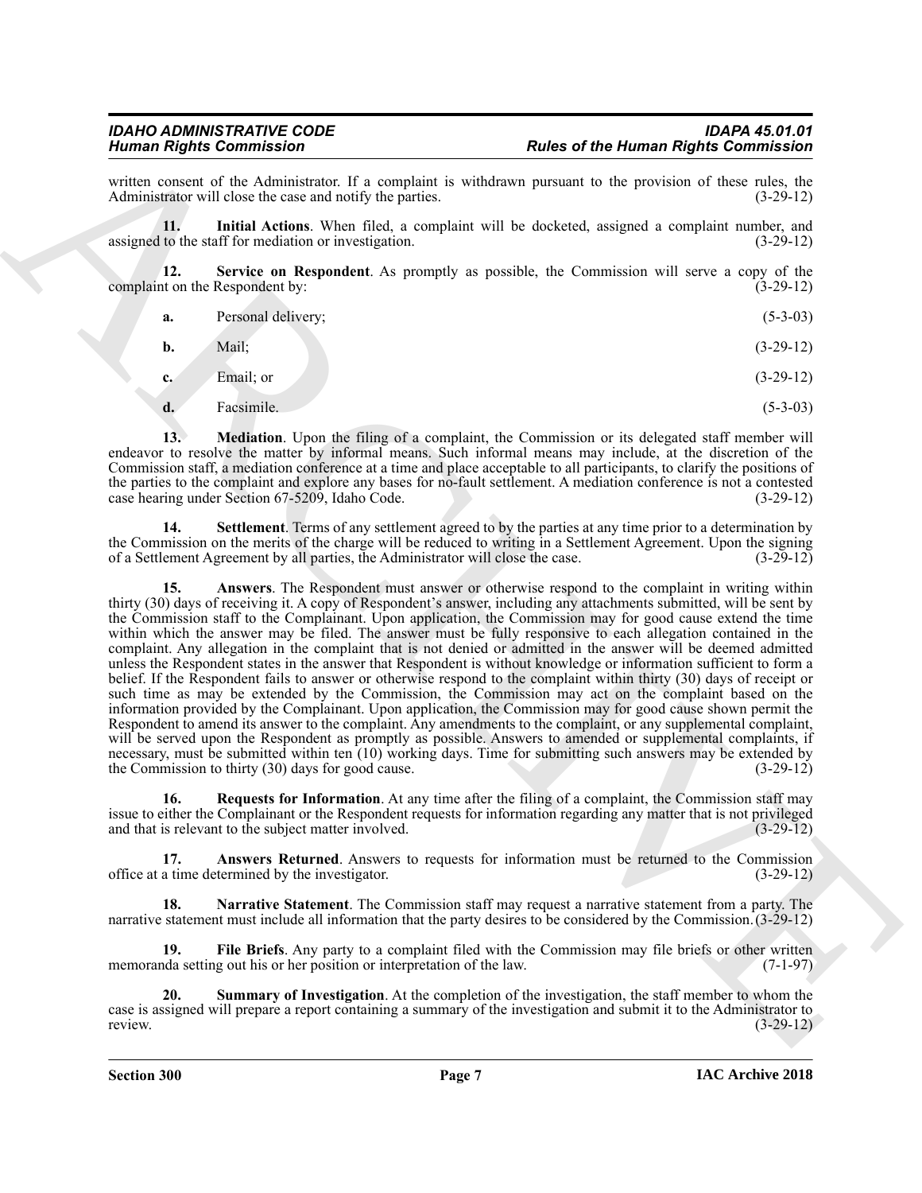written consent of the Administrator. If a complaint is withdrawn pursuant to the provision of these rules, the Administrator will close the case and notify the parties. (3-29-12)

**11. Initial Actions**. When filed, a complaint will be docketed, assigned a complaint number, and assigned to the staff for mediation or investigation. (3-29-12)

**12. Service on Respondent**. As promptly as possible, the Commission will serve a copy of the complaint on the Respondent by: (3-29-12)

**a.** Personal delivery; (5-3-03)

**b.** Mail; (3-29-12)

**c.** Email; or (3-29-12)

**d.** Facsimile. (5-3-03)

**13. Mediation**. Upon the filing of a complaint, the Commission or its delegated staff member will endeavor to resolve the matter by informal means. Such informal means may include, at the discretion of the Commission staff, a mediation conference at a time and place acceptable to all participants, to clarify the positions of the parties to the complaint and explore any bases for no-fault settlement. A mediation conference is not a contested case hearing under Section 67-5209, Idaho Code. (3-29-12)

**14. Settlement**. Terms of any settlement agreed to by the parties at any time prior to a determination by the Commission on the merits of the charge will be reduced to writing in a Settlement Agreement. Upon the signing of a Settlement Agreement by all parties, the Administrator will close the case. (3-29-12)

**15. Answers**. The Respondent must answer or otherwise respond to the complaint in writing within thirty (30) days of receiving it. A copy of Respondent's answer, including any attachments submitted, will be sent by the Commission staff to the Complainant. Upon application, the Commission may for good cause extend the time within which the answer may be filed. The answer must be fully responsive to each allegation contained in the complaint. Any allegation in the complaint that is not denied or admitted in the answer will be deemed admitted unless the Respondent states in the answer that Respondent is without knowledge or information sufficient to form a belief. If the Respondent fails to answer or otherwise respond to the complaint within thirty (30) days of receipt or such time as may be extended by the Commission, the Commission may act on the complaint based on the information provided by the Complainant. Upon application, the Commission may for good cause shown permit the Respondent to amend its answer to the complaint. Any amendments to the complaint, or any supplemental complaint, will be served upon the Respondent as promptly as possible. Answers to amended or supplemental complaints, if necessary, must be submitted within ten (10) working days. Time for submitting such answers may be extended by the Commission to thirty (30) days for good cause. (3-29-12)

**16. Requests for Information**. At any time after the filing of a complaint, the Commission staff may issue to either the Complainant or the Respondent requests for information regarding any matter that is not privileged and that is relevant to the subject matter involved. (3-29-12)

**17. Answers Returned**. Answers to requests for information must be returned to the Commission office at a time determined by the investigator. (3-29-12)

**18. Narrative Statement**. The Commission staff may request a narrative statement from a party. The narrative statement must include all information that the party desires to be considered by the Commission. (3-29-12)

**19. File Briefs**. Any party to a complaint filed with the Commission may file briefs or other written memoranda setting out his or her position or interpretation of the law. (7-1-97)

**20. Summary of Investigation**. At the completion of the investigation, the staff member to whom the case is assigned will prepare a report containing a summary of the investigation and submit it to the Administrator to review. (3-29-12)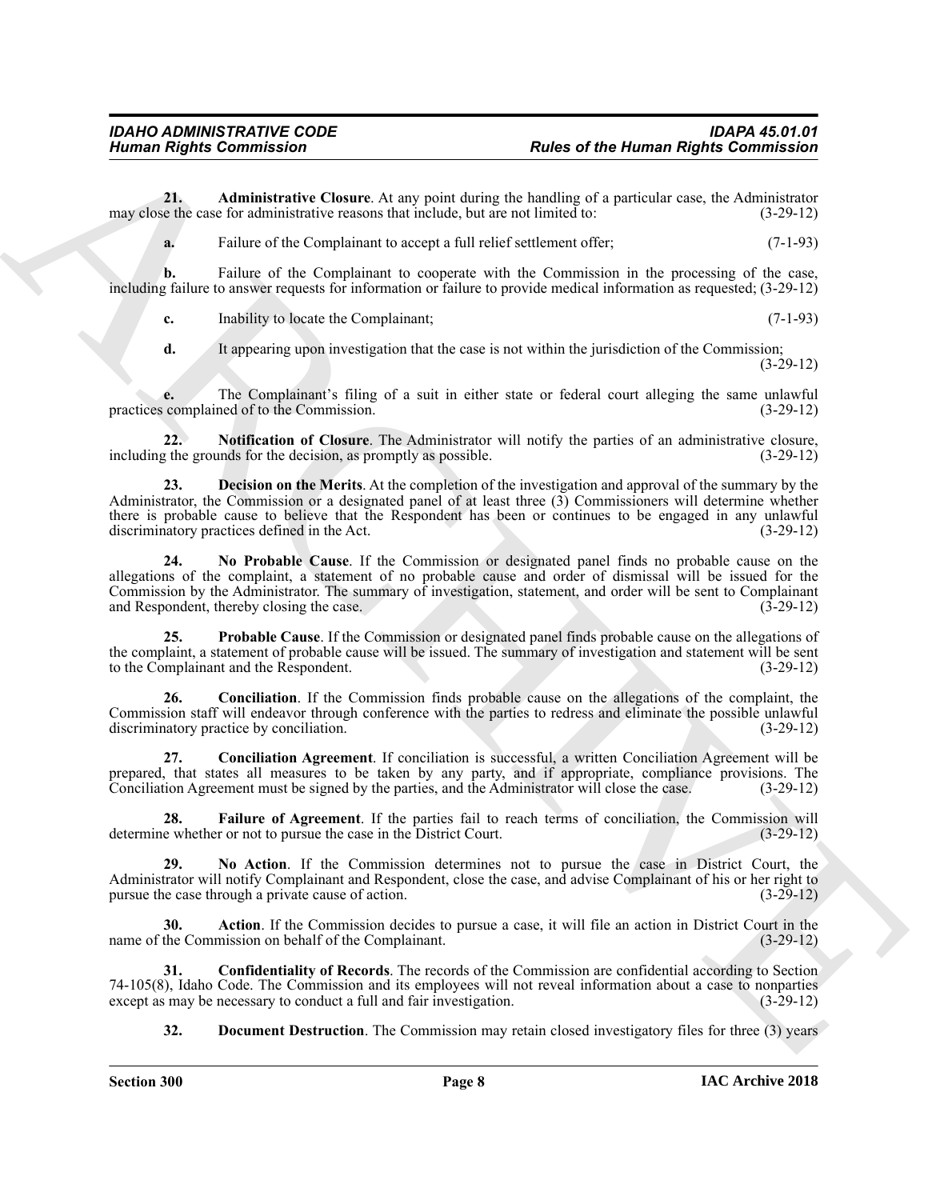**21. Administrative Closure**. At any point during the handling of a particular case, the Administrator may close the case for administrative reasons that include, but are not limited to: (3-29-12)

**a.** Failure of the Complainant to accept a full relief settlement offer; (7-1-93)

**b.** Failure of the Complainant to cooperate with the Commission in the processing of the case, including failure to answer requests for information or failure to provide medical information as requested; (3-29-12)

**c.** Inability to locate the Complainant; (7-1-93)

**d.** It appearing upon investigation that the case is not within the jurisdiction of the Commission; (3-29-12)

**e.** The Complainant's filing of a suit in either state or federal court alleging the same unlawful practices complained of to the Commission. (3-29-12)

**22. Notification of Closure**. The Administrator will notify the parties of an administrative closure, including the grounds for the decision, as promptly as possible. (3-29-12)

**23. Decision on the Merits**. At the completion of the investigation and approval of the summary by the Administrator, the Commission or a designated panel of at least three (3) Commissioners will determine whether there is probable cause to believe that the Respondent has been or continues to be engaged in any unlawful discriminatory practices defined in the Act. (3-29-12)

**24. No Probable Cause**. If the Commission or designated panel finds no probable cause on the allegations of the complaint, a statement of no probable cause and order of dismissal will be issued for the Commission by the Administrator. The summary of investigation, statement, and order will be sent to Complainant and Respondent, thereby closing the case. (3-29-12)

**25. Probable Cause**. If the Commission or designated panel finds probable cause on the allegations of the complaint, a statement of probable cause will be issued. The summary of investigation and statement will be sent to the Complainant and the Respondent. (3-29-12)

**26. Conciliation**. If the Commission finds probable cause on the allegations of the complaint, the Commission staff will endeavor through conference with the parties to redress and eliminate the possible unlawful discriminatory practice by conciliation. (3-29-12)

**27. Conciliation Agreement**. If conciliation is successful, a written Conciliation Agreement will be prepared, that states all measures to be taken by any party, and if appropriate, compliance provisions. The Conciliation Agreement must be signed by the parties, and the Administrator will close the case. (3-29-12)

**28. Failure of Agreement**. If the parties fail to reach terms of conciliation, the Commission will determine whether or not to pursue the case in the District Court. (3-29-12)

**29. No Action**. If the Commission determines not to pursue the case in District Court, the Administrator will notify Complainant and Respondent, close the case, and advise Complainant of his or her right to pursue the case through a private cause of action. (3-29-12)

**30. Action**. If the Commission decides to pursue a case, it will file an action in District Court in the name of the Commission on behalf of the Complainant. (3-29-12)

**31. Confidentiality of Records**. The records of the Commission are confidential according to Section 74-105(8), Idaho Code. The Commission and its employees will not reveal information about a case to nonparties except as may be necessary to conduct a full and fair investigation. (3-29-12)

**32. Document Destruction**. The Commission may retain closed investigatory files for three (3) years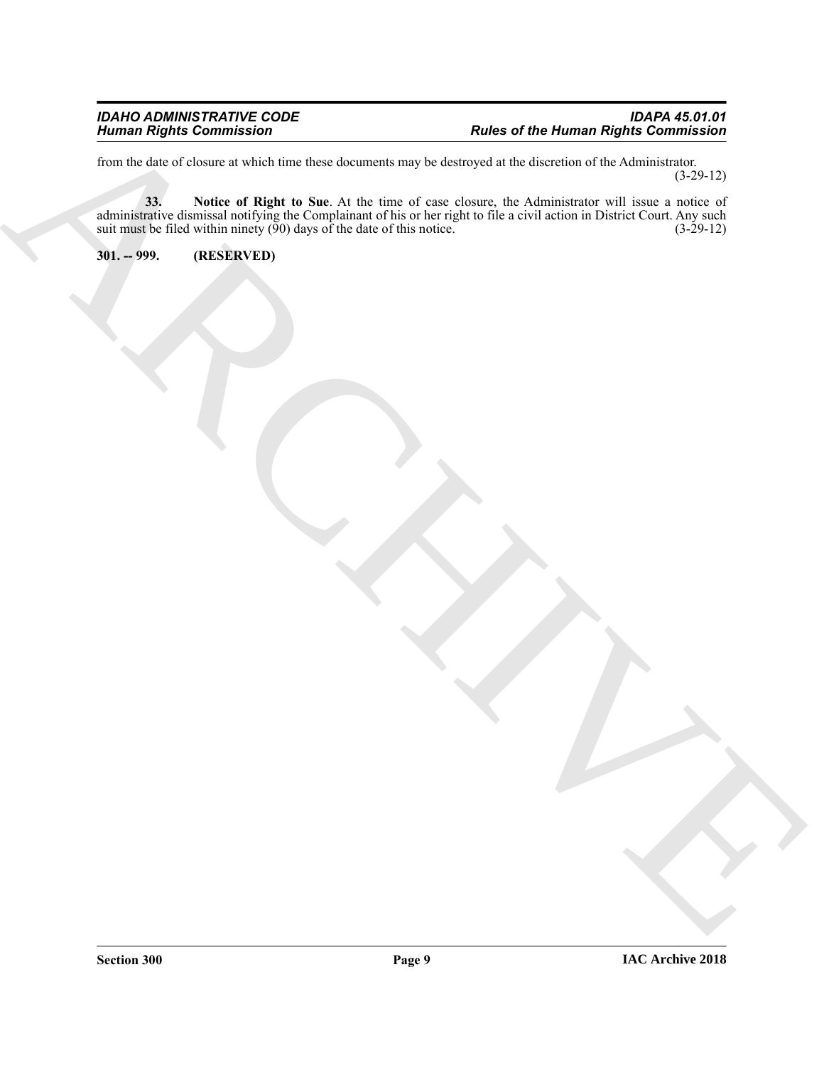from the date of closure at which time these documents may be destroyed at the discretion of the Administrator. (3-29-12)

**33. Notice of Right to Sue**. At the time of case closure, the Administrator will issue a notice of administrative dismissal notifying the Complainant of his or her right to file a civil action in District Court. Any such suit must be filed within ninety (90) days of the date of this notice. (3-29-12)

**301. -- 999. (RESERVED)**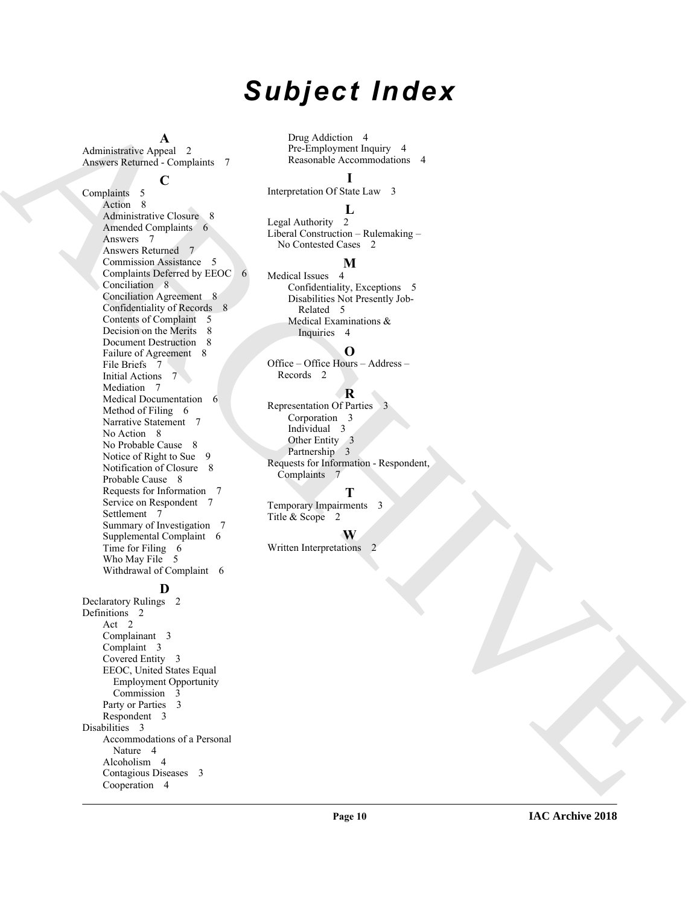# Subject Index

**A**

Administrative Appeal 2
Answers Returned - Complaints 7

**C**

Complaints 5
- Action 8
- Administrative Closure 8
- Amended Complaints 6
- Answers 7
- Answers Returned 7
- Commission Assistance 5
- Complaints Deferred by EEOC 6
- Conciliation 8
- Conciliation Agreement 8
- Confidentiality of Records 8
- Contents of Complaint 5
- Decision on the Merits 8
- Document Destruction 8
- Failure of Agreement 8
- File Briefs 7
- Initial Actions 7
- Mediation 7
- Medical Documentation 6
- Method of Filing 6
- Narrative Statement 7
- No Action 8
- No Probable Cause 8
- Notice of Right to Sue 9
- Notification of Closure 8
- Probable Cause 8
- Requests for Information 7
- Service on Respondent 7
- Settlement 7
- Summary of Investigation 7
- Supplemental Complaint 6
- Time for Filing 6
- Who May File 5
- Withdrawal of Complaint 6

**D**

Declaratory Rulings 2
Definitions 2
- Act 2
- Complainant 3
- Complaint 3
- Covered Entity 3
- EEOC, United States Equal Employment Opportunity Commission 3
- Party or Parties 3
- Respondent 3

Disabilities 3
- Accommodations of a Personal Nature 4
- Alcoholism 4
- Contagious Diseases 3
- Cooperation 4
- Drug Addiction 4
- Pre-Employment Inquiry 4
- Reasonable Accommodations 4

**I**

Interpretation Of State Law 3

**L**

Legal Authority 2
Liberal Construction – Rulemaking – No Contested Cases 2

**M**

Medical Issues 4
- Confidentiality, Exceptions 5
- Disabilities Not Presently Job-Related 5
- Medical Examinations & Inquiries 4

**O**

Office – Office Hours – Address – Records 2

**R**

Representation Of Parties 3
- Corporation 3
- Individual 3
- Other Entity 3
- Partnership 3

Requests for Information - Respondent, Complaints 7

**T**

Temporary Impairments 3
Title & Scope 2

**W**

Written Interpretations 2